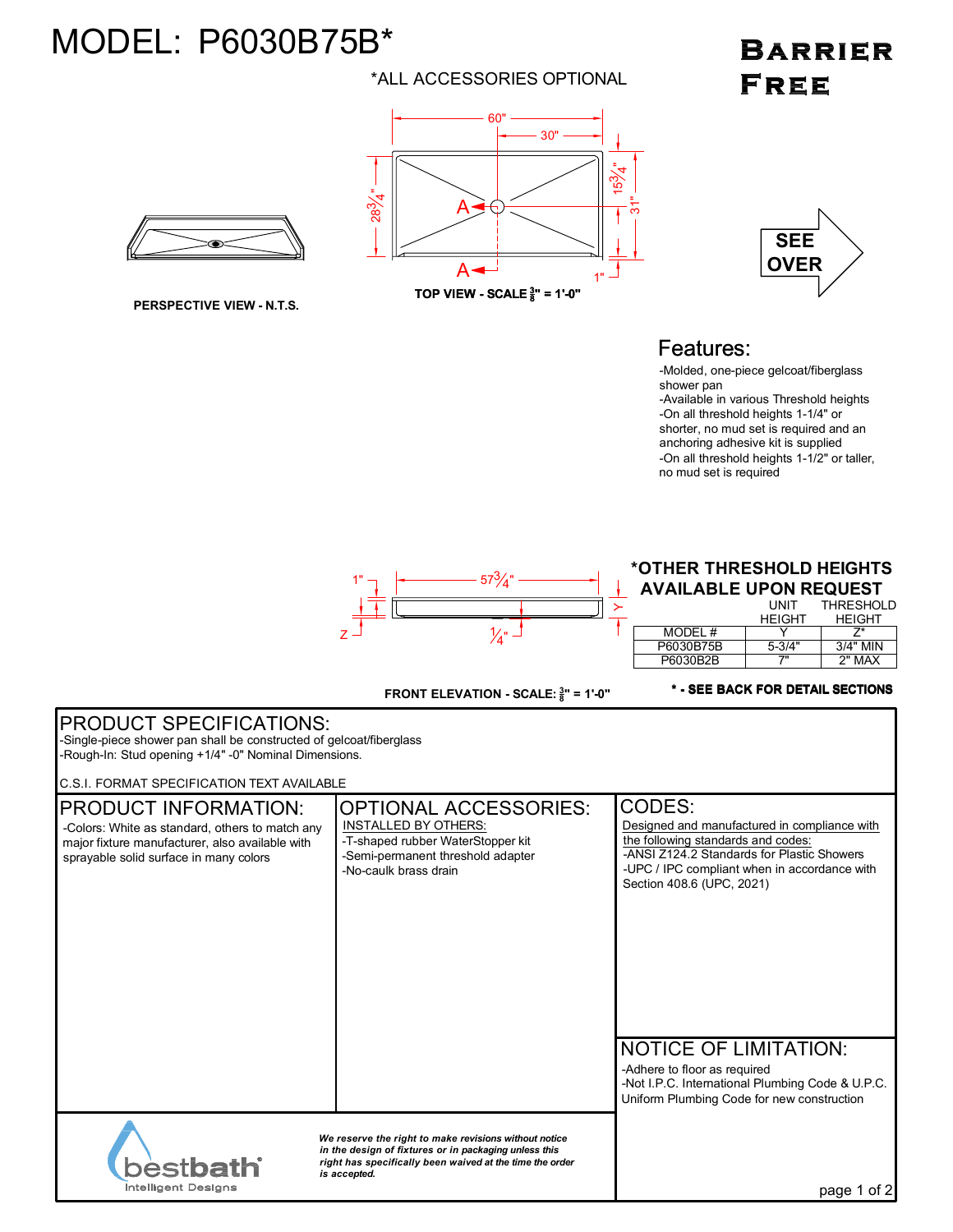# MODEL: P6030B75B*

*ALL ACCESSORIES OPTIONAL

**BARRIER FREE**

60"

30"

28 3/4"

15 3/4"

31"

1"

A

A

PERSPECTIVE VIEW - N.T.S.

TOP VIEW - SCALE 3/8" = 1'-0"

SEE OVER

## Features:

- -Molded, one-piece gelcoat/fiberglass shower pan
- -Available in various Threshold heights
- -On all threshold heights 1-1/4" or shorter, no mud set is required and an anchoring adhesive kit is supplied
- -On all threshold heights 1-1/2" or taller, no mud set is required

1"

57 3/4"

Z

1/4"

Y

FRONT ELEVATION - SCALE: 3/8" = 1'-0"

**\*OTHER THRESHOLD HEIGHTS AVAILABLE UPON REQUEST**

| MODEL # | UNIT HEIGHT Y | THRESHOLD HEIGHT Z* |
|---|---|---|
| P6030B75B | 5-3/4" | 3/4" MIN |
| P6030B2B | 7" | 2" MAX |

**\* - SEE BACK FOR DETAIL SECTIONS**

## PRODUCT SPECIFICATIONS:

-Single-piece shower pan shall be constructed of gelcoat/fiberglass
-Rough-In: Stud opening +1/4" -0" Nominal Dimensions.

C.S.I. FORMAT SPECIFICATION TEXT AVAILABLE

## PRODUCT INFORMATION:

-Colors: White as standard, others to match any major fixture manufacturer, also available with sprayable solid surface in many colors

## OPTIONAL ACCESSORIES:

INSTALLED BY OTHERS:

- -T-shaped rubber WaterStopper kit
- -Semi-permanent threshold adapter
- -No-caulk brass drain

## CODES:

Designed and manufactured in compliance with the following standards and codes:

- -ANSI Z124.2 Standards for Plastic Showers
- -UPC / IPC compliant when in accordance with Section 408.6 (UPC, 2021)

## NOTICE OF LIMITATION:

- -Adhere to floor as required
- -Not I.P.C. International Plumbing Code & U.P.C. Uniform Plumbing Code for new construction

bestbath® Intelligent Designs

*We reserve the right to make revisions without notice in the design of fixtures or in packaging unless this right has specifically been waived at the time the order is accepted.*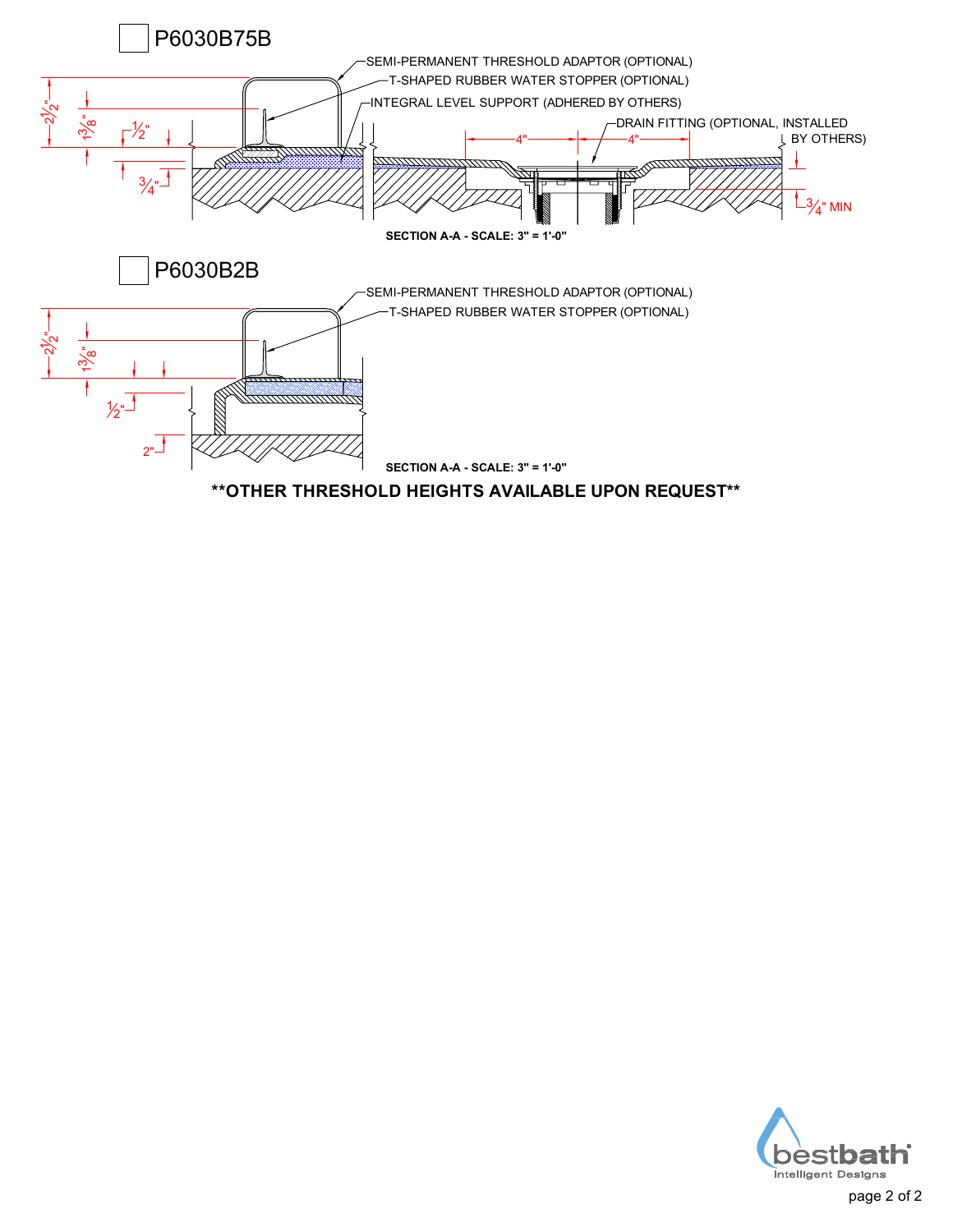☐ P6030B75B

SEMI-PERMANENT THRESHOLD ADAPTOR (OPTIONAL)
T-SHAPED RUBBER WATER STOPPER (OPTIONAL)
INTEGRAL LEVEL SUPPORT (ADHERED BY OTHERS)
DRAIN FITTING (OPTIONAL, INSTALLED BY OTHERS)

2½"
1⅜"
½"
¾"
4"
4"
¾" MIN

**SECTION A-A - SCALE: 3" = 1'-0"**

☐ P6030B2B

SEMI-PERMANENT THRESHOLD ADAPTOR (OPTIONAL)
T-SHAPED RUBBER WATER STOPPER (OPTIONAL)

2½"
1⅜"
½"
2"

**SECTION A-A - SCALE: 3" = 1'-0"**

**\*\*OTHER THRESHOLD HEIGHTS AVAILABLE UPON REQUEST\*\***

bestbath
Intelligent Designs